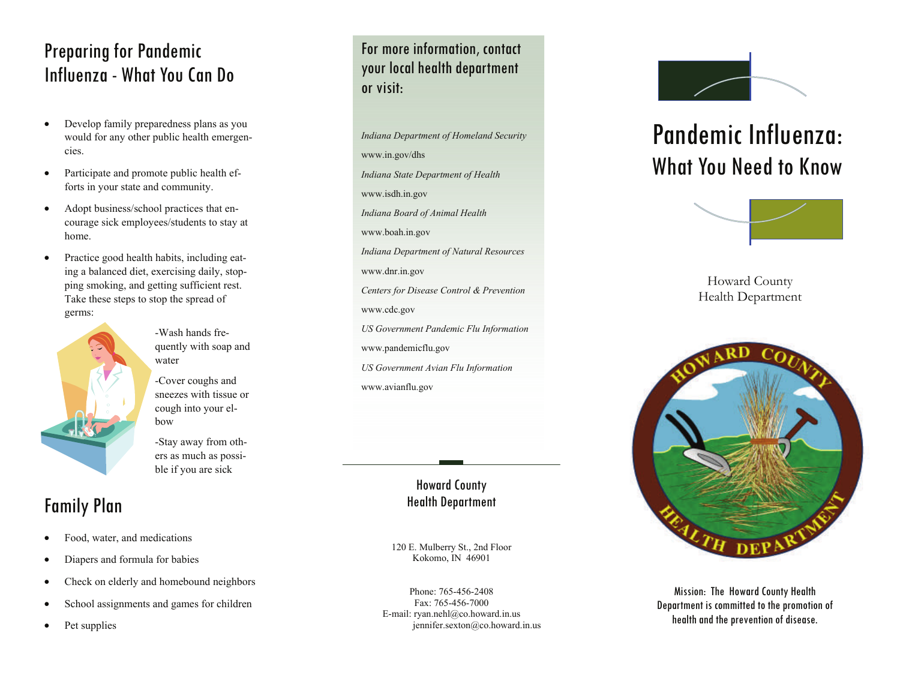## Preparing for Pandemic Influenza - What You Can Do

- Develop family preparedness plans as you would for any other public health emergencies.
- Participate and promote public health efforts in your state and community.
- Adopt business/school practices that encourage sick employees/students to stay at home.
- Practice good health habits, including eating a balanced diet, exercising daily, stopping smoking, and getting sufficient rest. Take these steps to stop the spread of germs:

-Wash hands frequently with soap and water

-Cover coughs and sneezes with tissue or cough into your elbow

-Stay away from others as much as possible if you are sick

## Family Plan

- Food, water, and medications
- Diapers and formula for babies
- Check on elderly and homebound neighbors
- School assignments and games for children
- Pet supplies

### For more information, contact your local health department or visit:

*Indiana Department of Homeland Security*

www.in.gov/dhs

*Indiana State Department of Health*

www.isdh.in.gov

*Indiana Board of Animal Health*

www.boah.in.gov

*Indiana Department of Natural Resources*

www.dnr.in.gov

*Centers for Disease Control & Prevention*

www.cdc.gov

*US Government Pandemic Flu Information*

www.pandemicflu.gov

*US Government Avian Flu Information*

www.avianflu.gov

**Howard County Health Department**

120 E. Mulberry St., 2nd Floor
Kokomo, IN 46901

Phone: 765-456-2408
Fax: 765-456-7000
E-mail: ryan.nehl@co.howard.in.us
jennifer.sexton@co.howard.in.us

# Pandemic Influenza: What You Need to Know

Howard County
Health Department

HOWARD COUNTY HEALTH DEPARTMENT

Mission: The Howard County Health Department is committed to the promotion of health and the prevention of disease.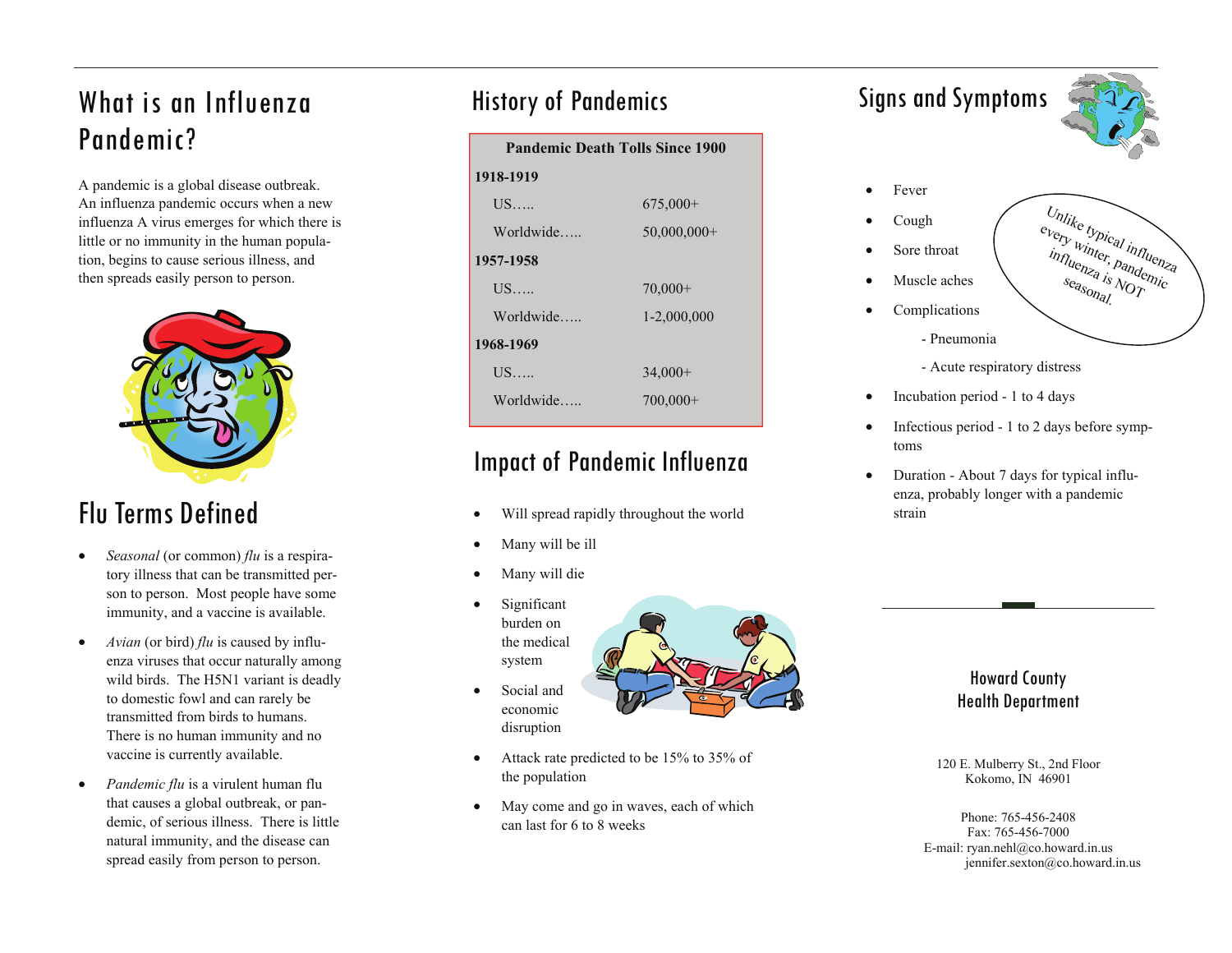# What is an Influenza Pandemic?

A pandemic is a global disease outbreak. An influenza pandemic occurs when a new influenza A virus emerges for which there is little or no immunity in the human population, begins to cause serious illness, and then spreads easily person to person.

# Flu Terms Defined

- *Seasonal* (or common) *flu* is a respiratory illness that can be transmitted person to person. Most people have some immunity, and a vaccine is available.
- *Avian* (or bird) *flu* is caused by influenza viruses that occur naturally among wild birds. The H5N1 variant is deadly to domestic fowl and can rarely be transmitted from birds to humans. There is no human immunity and no vaccine is currently available.
- *Pandemic flu* is a virulent human flu that causes a global outbreak, or pandemic, of serious illness. There is little natural immunity, and the disease can spread easily from person to person.

# History of Pandemics

| Pandemic Death Tolls Since 1900 | |
|---|---|
| **1918-1919** | |
| US….. | 675,000+ |
| Worldwide….. | 50,000,000+ |
| **1957-1958** | |
| US….. | 70,000+ |
| Worldwide….. | 1-2,000,000 |
| **1968-1969** | |
| US….. | 34,000+ |
| Worldwide….. | 700,000+ |

# Impact of Pandemic Influenza

- Will spread rapidly throughout the world
- Many will be ill
- Many will die
- Significant burden on the medical system
- Social and economic disruption
- Attack rate predicted to be 15% to 35% of the population
- May come and go in waves, each of which can last for 6 to 8 weeks

# Signs and Symptoms

- Fever
- Cough
- Sore throat
- Muscle aches
- Complications
  - Pneumonia
  - Acute respiratory distress
- Incubation period - 1 to 4 days
- Infectious period - 1 to 2 days before symptoms
- Duration - About 7 days for typical influenza, probably longer with a pandemic strain

Unlike typical influenza every winter, pandemic influenza is NOT seasonal.

## Howard County Health Department

120 E. Mulberry St., 2nd Floor
Kokomo, IN 46901

Phone: 765-456-2408
Fax: 765-456-7000
E-mail: ryan.nehl@co.howard.in.us
jennifer.sexton@co.howard.in.us